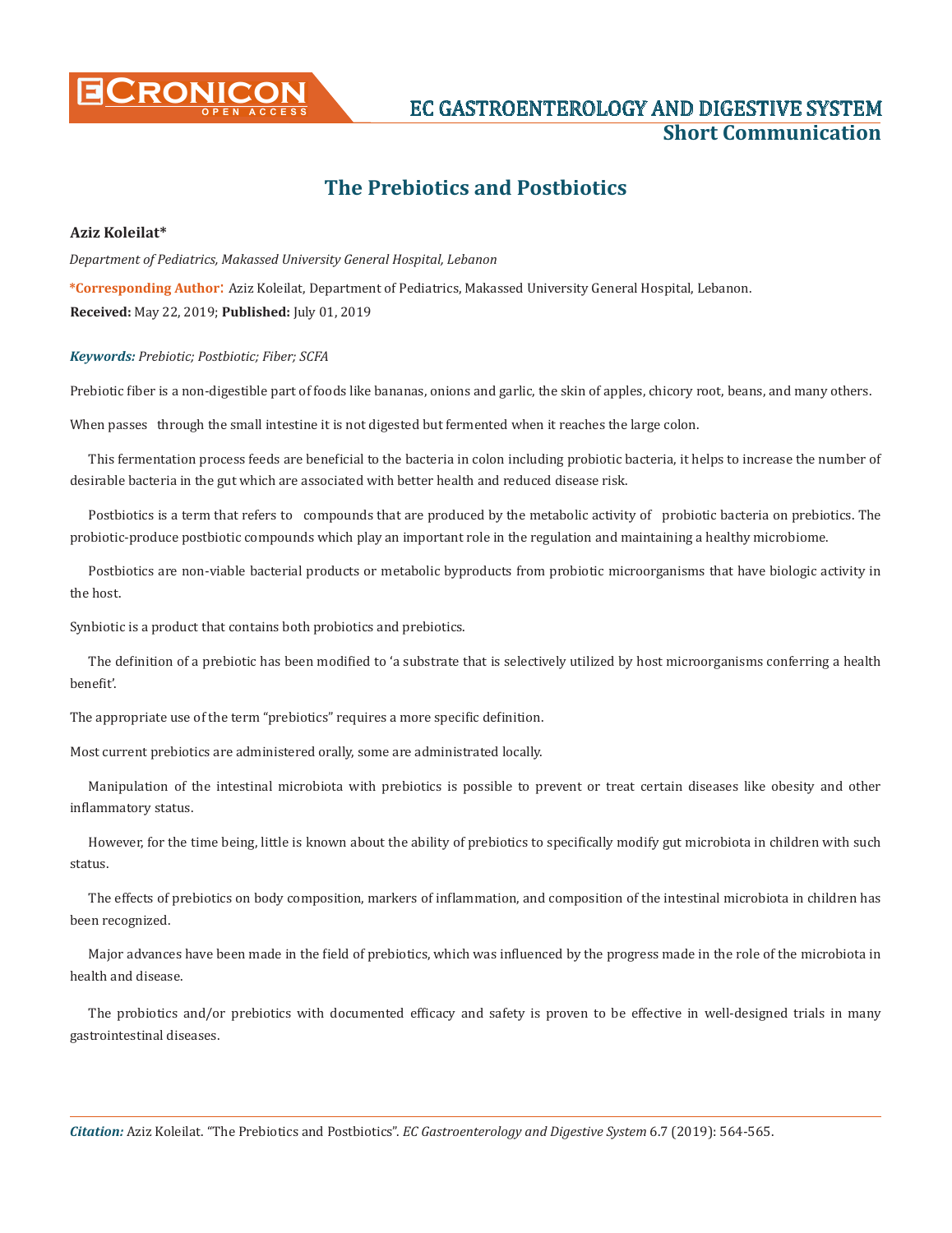# The Prebiotics and Postbiotics

**Aziz Koleilat***

*Department of Pediatrics, Makassed University General Hospital, Lebanon*

**\*Corresponding Author:** Aziz Koleilat, Department of Pediatrics, Makassed University General Hospital, Lebanon.

**Received:** May 22, 2019; **Published:** July 01, 2019

***Keywords:*** *Prebiotic; Postbiotic; Fiber; SCFA*

Prebiotic fiber is a non-digestible part of foods like bananas, onions and garlic, the skin of apples, chicory root, beans, and many others.

When passes through the small intestine it is not digested but fermented when it reaches the large colon.

This fermentation process feeds are beneficial to the bacteria in colon including probiotic bacteria, it helps to increase the number of desirable bacteria in the gut which are associated with better health and reduced disease risk.

Postbiotics is a term that refers to compounds that are produced by the metabolic activity of probiotic bacteria on prebiotics. The probiotic-produce postbiotic compounds which play an important role in the regulation and maintaining a healthy microbiome.

Postbiotics are non-viable bacterial products or metabolic byproducts from probiotic microorganisms that have biologic activity in the host.

Synbiotic is a product that contains both probiotics and prebiotics.

The definition of a prebiotic has been modified to 'a substrate that is selectively utilized by host microorganisms conferring a health benefit'.

The appropriate use of the term "prebiotics" requires a more specific definition.

Most current prebiotics are administered orally, some are administrated locally.

Manipulation of the intestinal microbiota with prebiotics is possible to prevent or treat certain diseases like obesity and other inflammatory status.

However, for the time being, little is known about the ability of prebiotics to specifically modify gut microbiota in children with such status.

The effects of prebiotics on body composition, markers of inflammation, and composition of the intestinal microbiota in children has been recognized.

Major advances have been made in the field of prebiotics, which was influenced by the progress made in the role of the microbiota in health and disease.

The probiotics and/or prebiotics with documented efficacy and safety is proven to be effective in well-designed trials in many gastrointestinal diseases.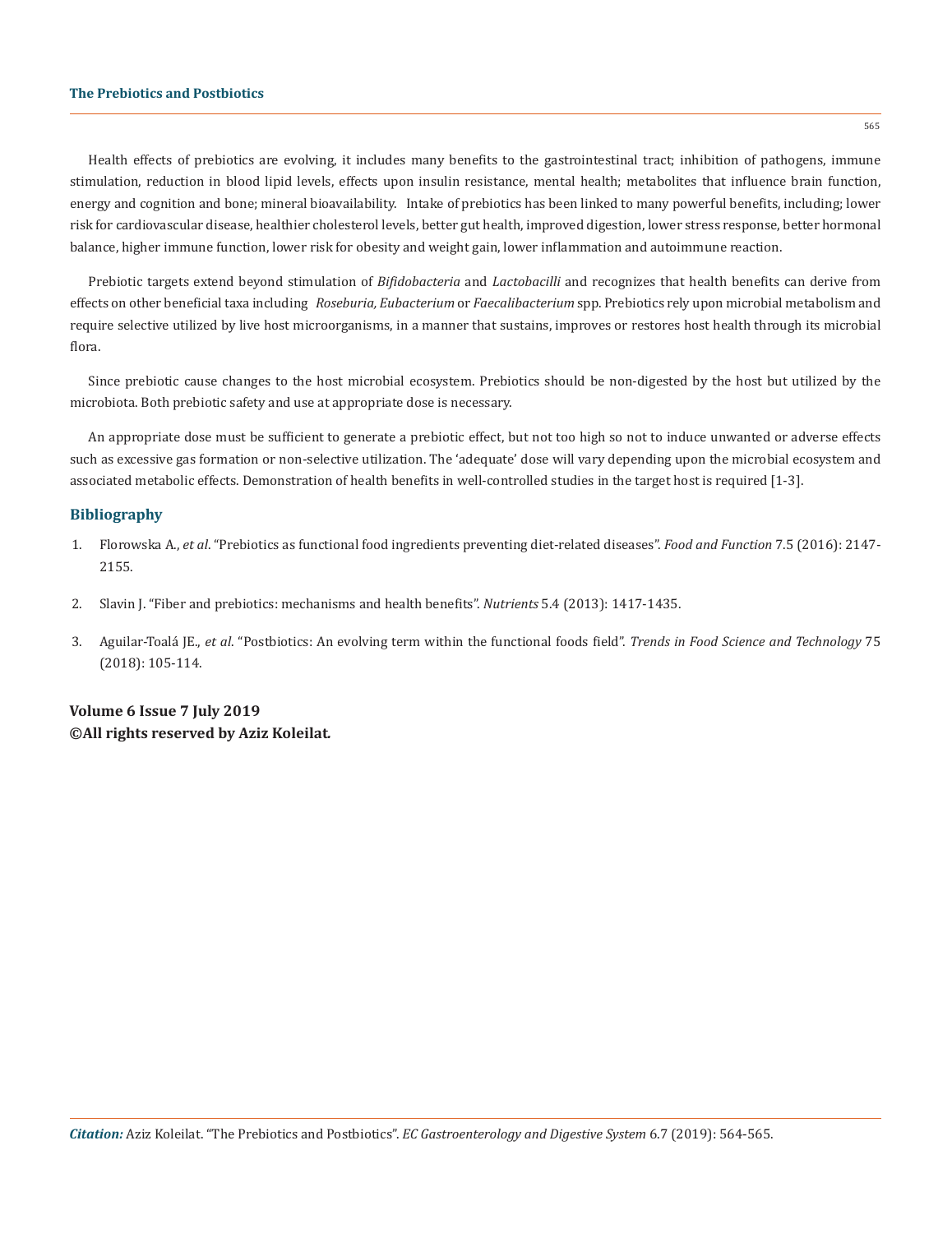Health effects of prebiotics are evolving, it includes many benefits to the gastrointestinal tract; inhibition of pathogens, immune stimulation, reduction in blood lipid levels, effects upon insulin resistance, mental health; metabolites that influence brain function, energy and cognition and bone; mineral bioavailability. Intake of prebiotics has been linked to many powerful benefits, including; lower risk for cardiovascular disease, healthier cholesterol levels, better gut health, improved digestion, lower stress response, better hormonal balance, higher immune function, lower risk for obesity and weight gain, lower inflammation and autoimmune reaction.

Prebiotic targets extend beyond stimulation of *Bifidobacteria* and *Lactobacilli* and recognizes that health benefits can derive from effects on other beneficial taxa including *Roseburia, Eubacterium* or *Faecalibacterium* spp. Prebiotics rely upon microbial metabolism and require selective utilized by live host microorganisms, in a manner that sustains, improves or restores host health through its microbial flora.

Since prebiotic cause changes to the host microbial ecosystem. Prebiotics should be non-digested by the host but utilized by the microbiota. Both prebiotic safety and use at appropriate dose is necessary.

An appropriate dose must be sufficient to generate a prebiotic effect, but not too high so not to induce unwanted or adverse effects such as excessive gas formation or non-selective utilization. The 'adequate' dose will vary depending upon the microbial ecosystem and associated metabolic effects. Demonstration of health benefits in well-controlled studies in the target host is required [1-3].

## Bibliography

1. Florowska A., *et al*. "Prebiotics as functional food ingredients preventing diet-related diseases". *Food and Function* 7.5 (2016): 2147-2155.
2. Slavin J. "Fiber and prebiotics: mechanisms and health benefits". *Nutrients* 5.4 (2013): 1417-1435.
3. Aguilar-Toalá JE., *et al*. "Postbiotics: An evolving term within the functional foods field". *Trends in Food Science and Technology* 75 (2018): 105-114.

**Volume 6 Issue 7 July 2019**
**©All rights reserved by Aziz Koleilat.**